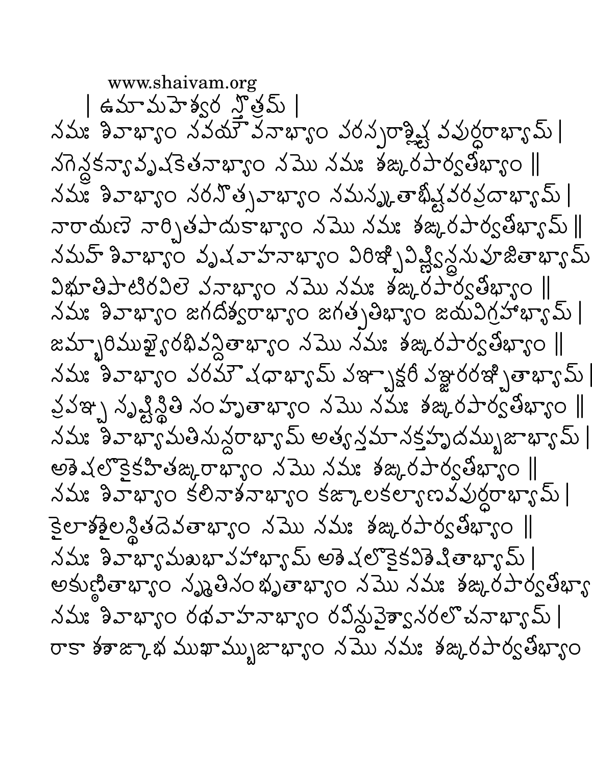www.shaivam.org

| ఉమామహెశ్వర స్తొత్రమ్ |

నమః శివాభ్యాం నవయౌవనాభ్యాం పరస్పరాశ్లిష్ట వపుర్ధరాభ్యామ్ |
నగెన్ద్రకన్యావృషకెతనాభ్యాం నమొ నమః శఙ్కరపార్వతీభ్యాం ||
నమః శివాభ్యాం సరసొత్సవాభ్యాం నమస్కృతాభీష్టవరప్రదాభ్యామ్ |
నారాయణె నార్చితపాదుకాభ్యాం నమొ నమః శఙ్కరపార్వతీభ్యామ్ ||
నమః శివాభ్యాం వృషవాహనాభ్యాం విరిఞ్చివిష్ణ్విన్ద్రసుపూజితాభ్యామ్
విభూతిపాటీరవిలెపనాభ్యాం నమొ నమః శఙ్కరపార్వతీభ్యాం ||
నమః శివాభ్యాం జగదీశ్వరాభ్యాం జగత్పతిభ్యాం జయవిగ్రహాభ్యామ్ |
జమ్భారిముఖ్యైరభివన్దితాభ్యాం నమొ నమః శఙ్కరపార్వతీభ్యాం ||
నమః శివాభ్యాం పరమౌషధాభ్యామ్ పఞ్చాక్షరీ పఞ్జరరఞ్జితాభ్యామ్ |
ప్రపఞ్చ సృష్టిస్థితి సంహృతాభ్యాం నమొ నమః శఙ్కరపార్వతీభ్యాం ||
నమః శివాభ్యామతిసున్దరాభ్యామ్ అత్యన్తమాసక్తహృదమ్బుజాభ్యామ్ |
అశెషలొకైకహితఙ్కరాభ్యాం నమొ నమః శఙ్కరపార్వతీభ్యాం ||
నమః శివాభ్యాం కలినాశనాభ్యాం కఙ్కాలకల్యాణవపుర్ధరాభ్యామ్ |
కైలాశశైలస్థితదెవతాభ్యాం నమొ నమః శఙ్కరపార్వతీభ్యాం ||
నమః శివాభ్యామశుభాపహాభ్యామ్ అశెషలొకైకవిశెషితాభ్యామ్ |
అకుణ్ఠితాభ్యాం స్మృతిసంభృతాభ్యాం నమొ నమః శఙ్కరపార్వతీభ్యా
నమః శివాభ్యాం రథవాహనాభ్యాం రవీన్దువైశ్వానరలొచనాభ్యామ్ |
రాకా శశాఙ్కాభ ముఖామ్బుజాభ్యాం నమొ నమః శఙ్కరపార్వతీభ్యాం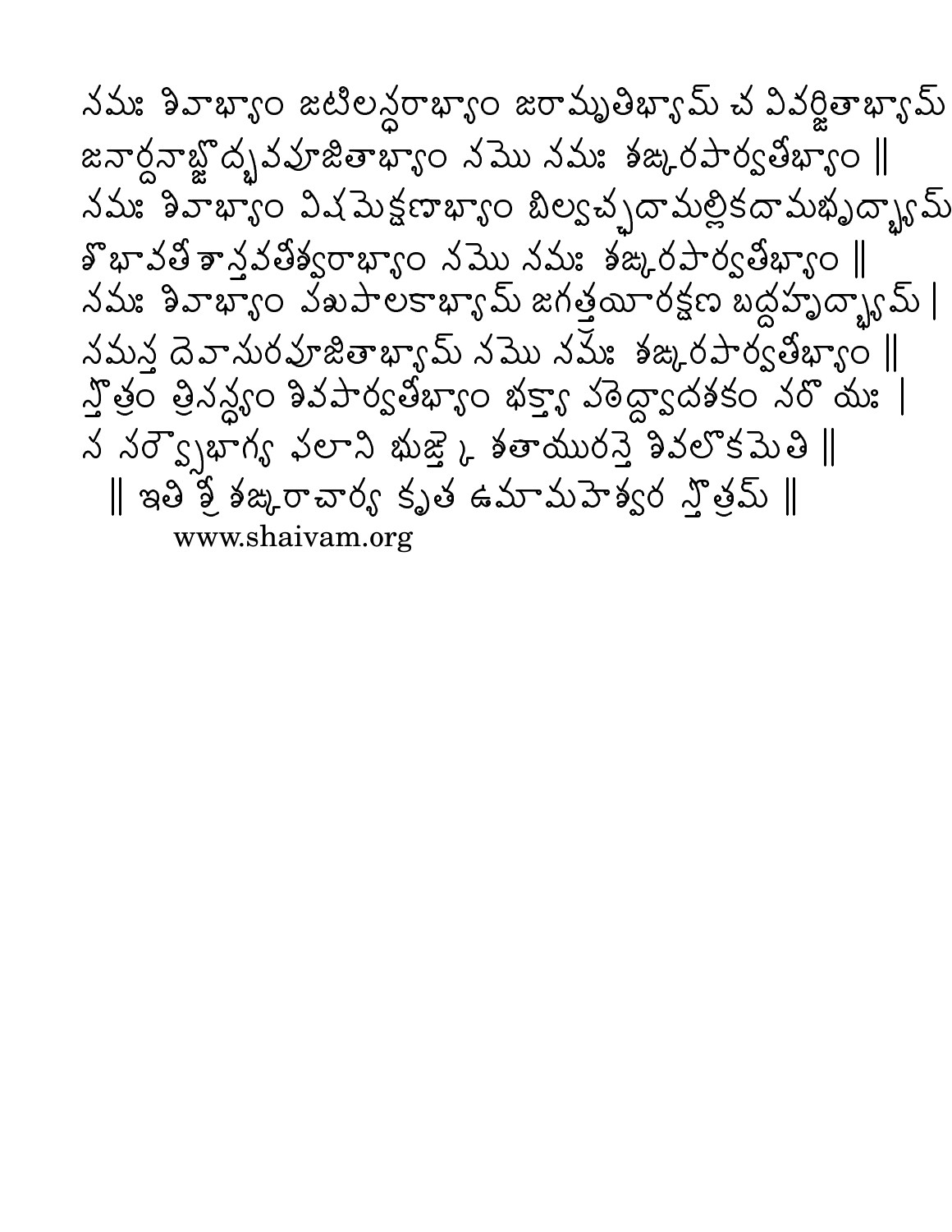నమః శివాభ్యాం జటిలన్ధరాభ్యాం జరామృతిభ్యామ్ చ వివర్జితాభ్యామ్
జనార్దనాబ్జోద్భవపూజితాభ్యాం నమో నమః శఙ్కరపార్వతీభ్యాం ||
నమః శివాభ్యాం విషమేక్షణాభ్యాం బిల్వచ్ఛదామల్లికదామభృద్భ్యామ్
శోభావతీశాన్తవతీశ్వరాభ్యాం నమో నమః శఙ్కరపార్వతీభ్యాం ||
నమః శివాభ్యాం పశుపాలకాభ్యామ్ జగత్త్రయీరక్షణ బద్ధహృద్భ్యామ్ |
సమస్త దేవాసురపూజితాభ్యామ్ నమో నమః శఙ్కరపార్వతీభ్యాం ||
స్తోత్రం త్రిసన్ధ్యం శివపార్వతీభ్యాం భక్త్యా పఠేద్ద్వాదశకం నరో యః |
స సర్వసౌభాగ్య ఫలాని భుఙ్క్తే శతాయురన్తే శివలోకమేతి ||
|| ఇతి శ్రీ శఙ్కరాచార్య కృత ఉమామహేశ్వర స్తోత్రమ్ ||

www.shaivam.org